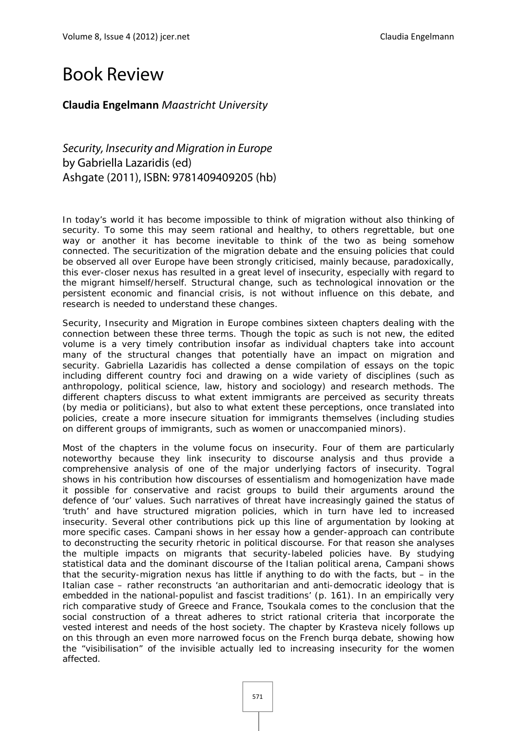# Book Review

**Claudia Engelmann** *Maastricht University*

*Security, Insecurity and Migration in Europe*
by Gabriella Lazaridis (ed)
Ashgate (2011), ISBN: 9781409409205 (hb)

In today's world it has become impossible to think of migration without also thinking of security. To some this may seem rational and healthy, to others regrettable, but one way or another it has become inevitable to think of the two as being somehow connected. The securitization of the migration debate and the ensuing policies that could be observed all over Europe have been strongly criticised, mainly because, paradoxically, this ever-closer nexus has resulted in a great level of insecurity, especially with regard to the migrant himself/herself. Structural change, such as technological innovation or the persistent economic and financial crisis, is not without influence on this debate, and research is needed to understand these changes.

Security, Insecurity and Migration in Europe combines sixteen chapters dealing with the connection between these three terms. Though the topic as such is not new, the edited volume is a very timely contribution insofar as individual chapters take into account many of the structural changes that potentially have an impact on migration and security. Gabriella Lazaridis has collected a dense compilation of essays on the topic including different country foci and drawing on a wide variety of disciplines (such as anthropology, political science, law, history and sociology) and research methods. The different chapters discuss to what extent immigrants are perceived as security threats (by media or politicians), but also to what extent these perceptions, once translated into policies, create a more insecure situation for immigrants themselves (including studies on different groups of immigrants, such as women or unaccompanied minors).

Most of the chapters in the volume focus on insecurity. Four of them are particularly noteworthy because they link insecurity to discourse analysis and thus provide a comprehensive analysis of one of the major underlying factors of insecurity. Togral shows in his contribution how discourses of essentialism and homogenization have made it possible for conservative and racist groups to build their arguments around the defence of 'our' values. Such narratives of threat have increasingly gained the status of 'truth' and have structured migration policies, which in turn have led to increased insecurity. Several other contributions pick up this line of argumentation by looking at more specific cases. Campani shows in her essay how a gender-approach can contribute to deconstructing the security rhetoric in political discourse. For that reason she analyses the multiple impacts on migrants that security-labeled policies have. By studying statistical data and the dominant discourse of the Italian political arena, Campani shows that the security-migration nexus has little if anything to do with the facts, but – in the Italian case – rather reconstructs 'an authoritarian and anti-democratic ideology that is embedded in the national-populist and fascist traditions' (p. 161). In an empirically very rich comparative study of Greece and France, Tsoukala comes to the conclusion that the social construction of a threat adheres to strict rational criteria that incorporate the vested interest and needs of the host society. The chapter by Krasteva nicely follows up on this through an even more narrowed focus on the French burqa debate, showing how the "visibilisation" of the invisible actually led to increasing insecurity for the women affected.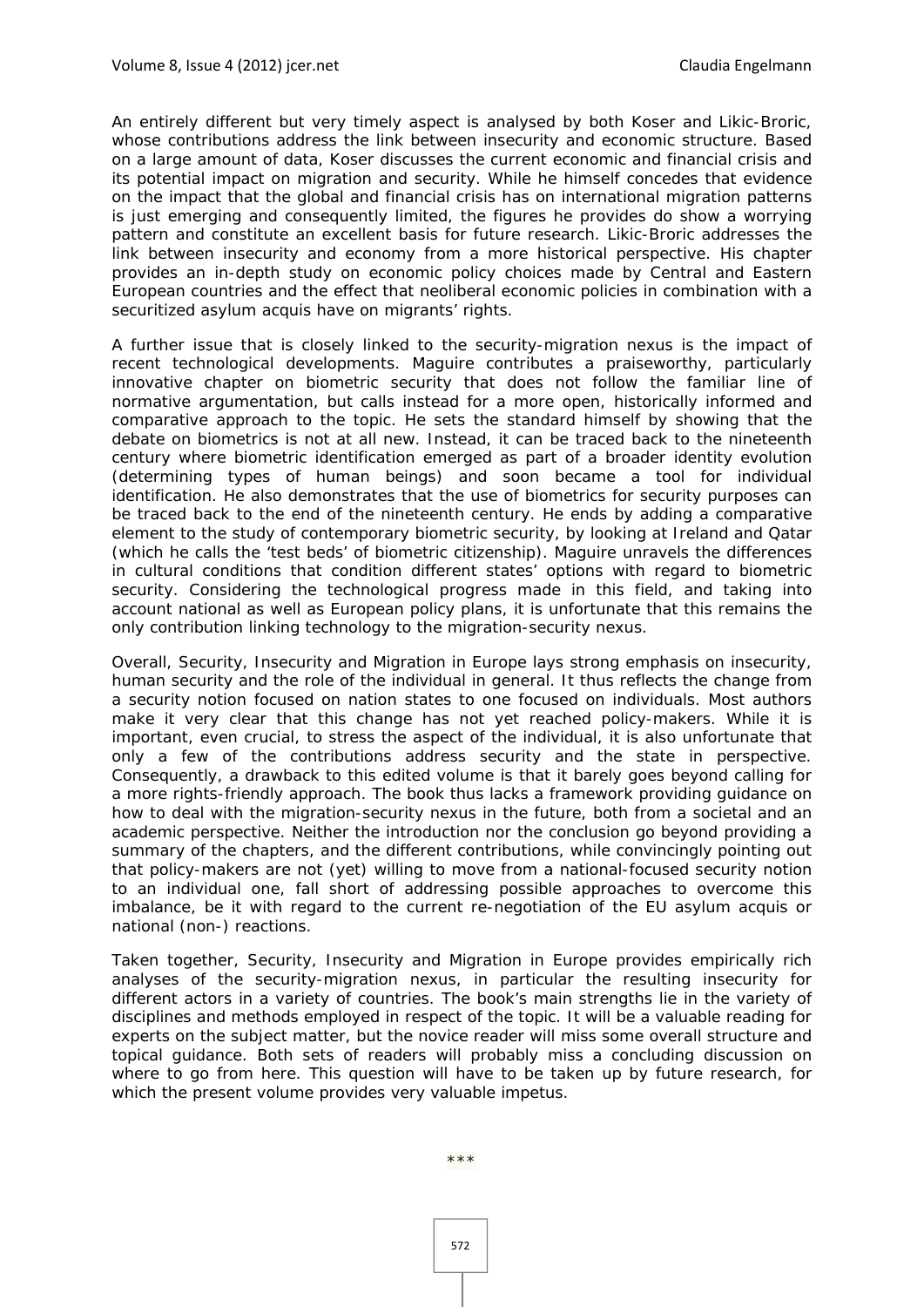An entirely different but very timely aspect is analysed by both Koser and Likic-Broric, whose contributions address the link between insecurity and economic structure. Based on a large amount of data, Koser discusses the current economic and financial crisis and its potential impact on migration and security. While he himself concedes that evidence on the impact that the global and financial crisis has on international migration patterns is just emerging and consequently limited, the figures he provides do show a worrying pattern and constitute an excellent basis for future research. Likic-Broric addresses the link between insecurity and economy from a more historical perspective. His chapter provides an in-depth study on economic policy choices made by Central and Eastern European countries and the effect that neoliberal economic policies in combination with a securitized asylum acquis have on migrants' rights.

A further issue that is closely linked to the security-migration nexus is the impact of recent technological developments. Maguire contributes a praiseworthy, particularly innovative chapter on biometric security that does not follow the familiar line of normative argumentation, but calls instead for a more open, historically informed and comparative approach to the topic. He sets the standard himself by showing that the debate on biometrics is not at all new. Instead, it can be traced back to the nineteenth century where biometric identification emerged as part of a broader identity evolution (determining types of human beings) and soon became a tool for individual identification. He also demonstrates that the use of biometrics for security purposes can be traced back to the end of the nineteenth century. He ends by adding a comparative element to the study of contemporary biometric security, by looking at Ireland and Qatar (which he calls the 'test beds' of biometric citizenship). Maguire unravels the differences in cultural conditions that condition different states' options with regard to biometric security. Considering the technological progress made in this field, and taking into account national as well as European policy plans, it is unfortunate that this remains the only contribution linking technology to the migration-security nexus.

Overall, *Security, Insecurity and Migration in Europe* lays strong emphasis on insecurity, human security and the role of the individual in general. It thus reflects the change from a security notion focused on nation states to one focused on individuals. Most authors make it very clear that this change has not yet reached policy-makers. While it is important, even crucial, to stress the aspect of the individual, it is also unfortunate that only a few of the contributions address security and the state in perspective. Consequently, a drawback to this edited volume is that it barely goes beyond calling for a more rights-friendly approach. The book thus lacks a framework providing guidance on how to deal with the migration-security nexus in the future, both from a societal and an academic perspective. Neither the introduction nor the conclusion go beyond providing a summary of the chapters, and the different contributions, while convincingly pointing out that policy-makers are not (yet) willing to move from a national-focused security notion to an individual one, fall short of addressing possible approaches to overcome this imbalance, be it with regard to the current re-negotiation of the EU asylum acquis or national (non-) reactions.

Taken together, *Security, Insecurity and Migration in Europe* provides empirically rich analyses of the security-migration nexus, in particular the resulting insecurity for different actors in a variety of countries. The book's main strengths lie in the variety of disciplines and methods employed in respect of the topic. It will be a valuable reading for experts on the subject matter, but the novice reader will miss some overall structure and topical guidance. Both sets of readers will probably miss a concluding discussion on where to go from here. This question will have to be taken up by future research, for which the present volume provides very valuable impetus.

\*\*\*